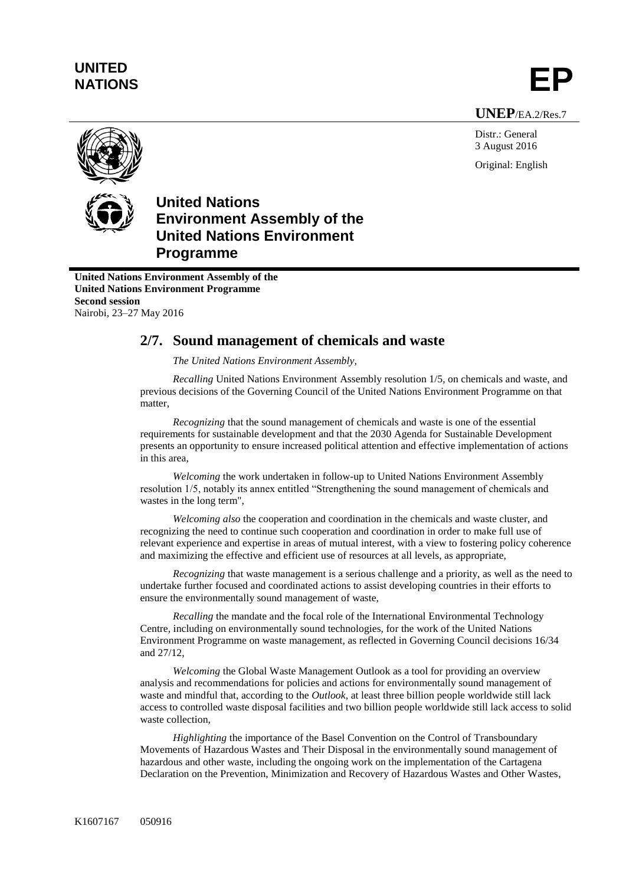**UNITED NATIONS** **EP**

**UNEP**/EA.2/Res.7

Distr.: General
3 August 2016

Original: English

# United Nations Environment Assembly of the United Nations Environment Programme

**United Nations Environment Assembly of the United Nations Environment Programme**
**Second session**
Nairobi, 23–27 May 2016

## 2/7. Sound management of chemicals and waste

*The United Nations Environment Assembly,*

*Recalling* United Nations Environment Assembly resolution 1/5, on chemicals and waste, and previous decisions of the Governing Council of the United Nations Environment Programme on that matter,

*Recognizing* that the sound management of chemicals and waste is one of the essential requirements for sustainable development and that the 2030 Agenda for Sustainable Development presents an opportunity to ensure increased political attention and effective implementation of actions in this area,

*Welcoming* the work undertaken in follow-up to United Nations Environment Assembly resolution 1/5, notably its annex entitled "Strengthening the sound management of chemicals and wastes in the long term",

*Welcoming also* the cooperation and coordination in the chemicals and waste cluster, and recognizing the need to continue such cooperation and coordination in order to make full use of relevant experience and expertise in areas of mutual interest, with a view to fostering policy coherence and maximizing the effective and efficient use of resources at all levels, as appropriate,

*Recognizing* that waste management is a serious challenge and a priority, as well as the need to undertake further focused and coordinated actions to assist developing countries in their efforts to ensure the environmentally sound management of waste,

*Recalling* the mandate and the focal role of the International Environmental Technology Centre, including on environmentally sound technologies, for the work of the United Nations Environment Programme on waste management, as reflected in Governing Council decisions 16/34 and 27/12,

*Welcoming* the Global Waste Management Outlook as a tool for providing an overview analysis and recommendations for policies and actions for environmentally sound management of waste and mindful that, according to the *Outlook*, at least three billion people worldwide still lack access to controlled waste disposal facilities and two billion people worldwide still lack access to solid waste collection,

*Highlighting* the importance of the Basel Convention on the Control of Transboundary Movements of Hazardous Wastes and Their Disposal in the environmentally sound management of hazardous and other waste, including the ongoing work on the implementation of the Cartagena Declaration on the Prevention, Minimization and Recovery of Hazardous Wastes and Other Wastes,

K1607167 050916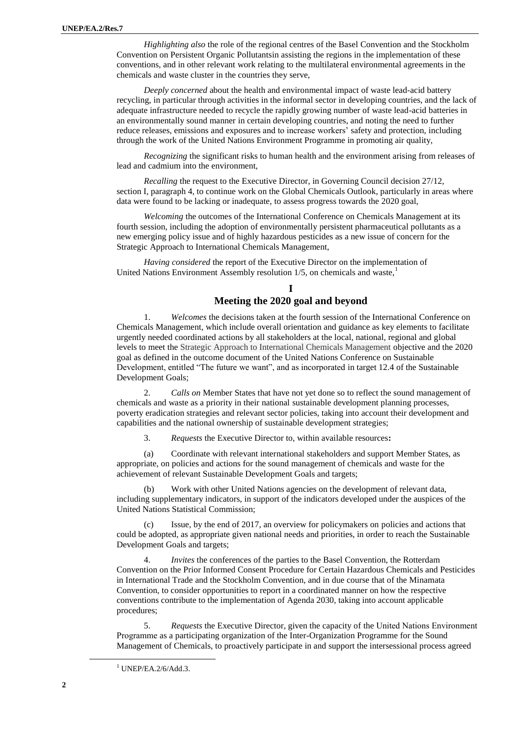*Highlighting also* the role of the regional centres of the Basel Convention and the Stockholm Convention on Persistent Organic Pollutantsin assisting the regions in the implementation of these conventions, and in other relevant work relating to the multilateral environmental agreements in the chemicals and waste cluster in the countries they serve,

*Deeply concerned* about the health and environmental impact of waste lead-acid battery recycling, in particular through activities in the informal sector in developing countries, and the lack of adequate infrastructure needed to recycle the rapidly growing number of waste lead-acid batteries in an environmentally sound manner in certain developing countries, and noting the need to further reduce releases, emissions and exposures and to increase workers' safety and protection, including through the work of the United Nations Environment Programme in promoting air quality,

*Recognizing* the significant risks to human health and the environment arising from releases of lead and cadmium into the environment,

*Recalling* the request to the Executive Director, in Governing Council decision 27/12, section I, paragraph 4, to continue work on the Global Chemicals Outlook, particularly in areas where data were found to be lacking or inadequate, to assess progress towards the 2020 goal,

*Welcoming* the outcomes of the International Conference on Chemicals Management at its fourth session, including the adoption of environmentally persistent pharmaceutical pollutants as a new emerging policy issue and of highly hazardous pesticides as a new issue of concern for the Strategic Approach to International Chemicals Management,

*Having considered* the report of the Executive Director on the implementation of United Nations Environment Assembly resolution 1/5, on chemicals and waste,[1]

## I
## Meeting the 2020 goal and beyond

1. *Welcomes* the decisions taken at the fourth session of the International Conference on Chemicals Management, which include overall orientation and guidance as key elements to facilitate urgently needed coordinated actions by all stakeholders at the local, national, regional and global levels to meet the Strategic Approach to International Chemicals Management objective and the 2020 goal as defined in the outcome document of the United Nations Conference on Sustainable Development, entitled "The future we want", and as incorporated in target 12.4 of the Sustainable Development Goals;

2. *Calls on* Member States that have not yet done so to reflect the sound management of chemicals and waste as a priority in their national sustainable development planning processes, poverty eradication strategies and relevant sector policies, taking into account their development and capabilities and the national ownership of sustainable development strategies;

3. *Requests* the Executive Director to, within available resources**:**

(a) Coordinate with relevant international stakeholders and support Member States, as appropriate, on policies and actions for the sound management of chemicals and waste for the achievement of relevant Sustainable Development Goals and targets;

(b) Work with other United Nations agencies on the development of relevant data, including supplementary indicators, in support of the indicators developed under the auspices of the United Nations Statistical Commission;

(c) Issue, by the end of 2017, an overview for policymakers on policies and actions that could be adopted, as appropriate given national needs and priorities, in order to reach the Sustainable Development Goals and targets;

4. *Invites* the conferences of the parties to the Basel Convention, the Rotterdam Convention on the Prior Informed Consent Procedure for Certain Hazardous Chemicals and Pesticides in International Trade and the Stockholm Convention, and in due course that of the Minamata Convention, to consider opportunities to report in a coordinated manner on how the respective conventions contribute to the implementation of Agenda 2030, taking into account applicable procedures;

5. *Requests* the Executive Director, given the capacity of the United Nations Environment Programme as a participating organization of the Inter-Organization Programme for the Sound Management of Chemicals, to proactively participate in and support the intersessional process agreed

[1] UNEP/EA.2/6/Add.3.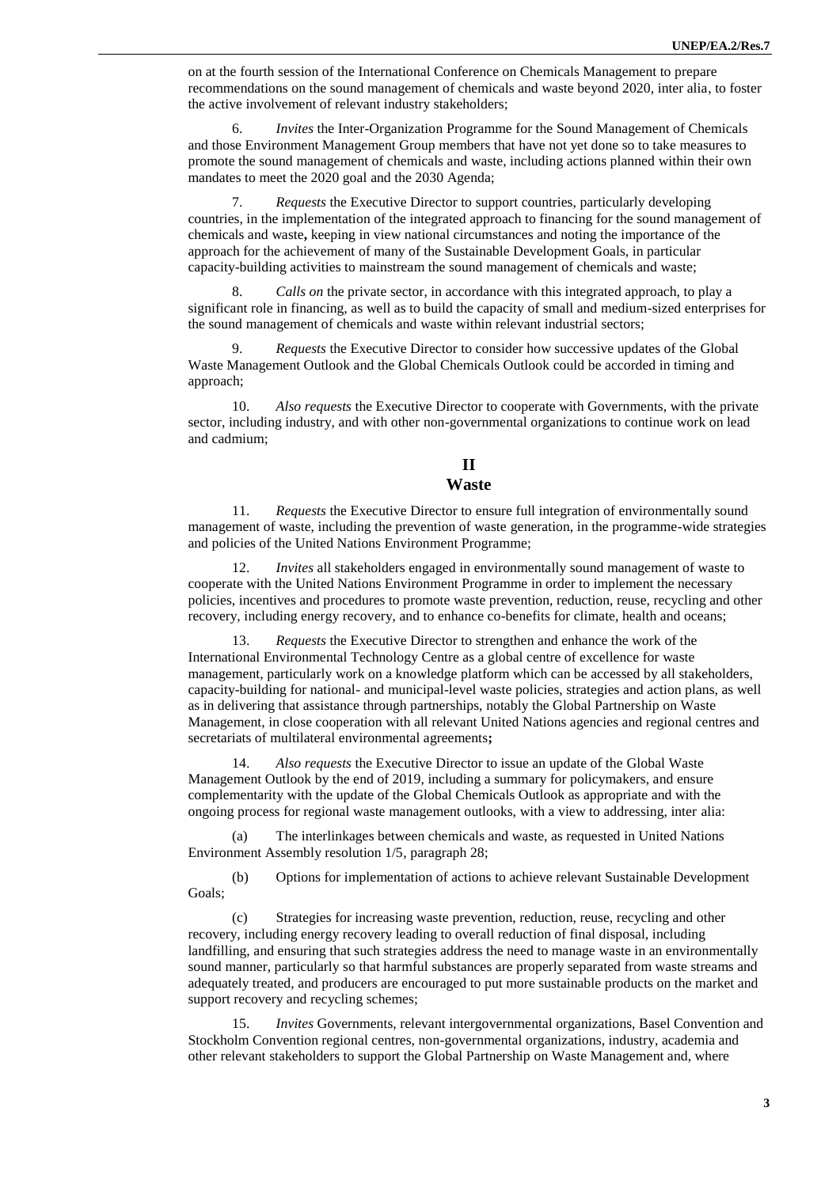on at the fourth session of the International Conference on Chemicals Management to prepare recommendations on the sound management of chemicals and waste beyond 2020, inter alia, to foster the active involvement of relevant industry stakeholders;

6. *Invites* the Inter-Organization Programme for the Sound Management of Chemicals and those Environment Management Group members that have not yet done so to take measures to promote the sound management of chemicals and waste, including actions planned within their own mandates to meet the 2020 goal and the 2030 Agenda;

7. *Requests* the Executive Director to support countries, particularly developing countries, in the implementation of the integrated approach to financing for the sound management of chemicals and waste**,** keeping in view national circumstances and noting the importance of the approach for the achievement of many of the Sustainable Development Goals, in particular capacity-building activities to mainstream the sound management of chemicals and waste;

8. *Calls on* the private sector, in accordance with this integrated approach, to play a significant role in financing, as well as to build the capacity of small and medium-sized enterprises for the sound management of chemicals and waste within relevant industrial sectors;

9. *Requests* the Executive Director to consider how successive updates of the Global Waste Management Outlook and the Global Chemicals Outlook could be accorded in timing and approach;

10. *Also requests* the Executive Director to cooperate with Governments, with the private sector, including industry, and with other non-governmental organizations to continue work on lead and cadmium;

## II
## Waste

11. *Requests* the Executive Director to ensure full integration of environmentally sound management of waste, including the prevention of waste generation, in the programme-wide strategies and policies of the United Nations Environment Programme;

12. *Invites* all stakeholders engaged in environmentally sound management of waste to cooperate with the United Nations Environment Programme in order to implement the necessary policies, incentives and procedures to promote waste prevention, reduction, reuse, recycling and other recovery, including energy recovery, and to enhance co-benefits for climate, health and oceans;

13. *Requests* the Executive Director to strengthen and enhance the work of the International Environmental Technology Centre as a global centre of excellence for waste management, particularly work on a knowledge platform which can be accessed by all stakeholders, capacity-building for national- and municipal-level waste policies, strategies and action plans, as well as in delivering that assistance through partnerships, notably the Global Partnership on Waste Management, in close cooperation with all relevant United Nations agencies and regional centres and secretariats of multilateral environmental agreements**;**

14. *Also requests* the Executive Director to issue an update of the Global Waste Management Outlook by the end of 2019, including a summary for policymakers, and ensure complementarity with the update of the Global Chemicals Outlook as appropriate and with the ongoing process for regional waste management outlooks, with a view to addressing, inter alia:

(a) The interlinkages between chemicals and waste, as requested in United Nations Environment Assembly resolution 1/5, paragraph 28;

(b) Options for implementation of actions to achieve relevant Sustainable Development Goals;

(c) Strategies for increasing waste prevention, reduction, reuse, recycling and other recovery, including energy recovery leading to overall reduction of final disposal, including landfilling, and ensuring that such strategies address the need to manage waste in an environmentally sound manner, particularly so that harmful substances are properly separated from waste streams and adequately treated, and producers are encouraged to put more sustainable products on the market and support recovery and recycling schemes;

15. *Invites* Governments, relevant intergovernmental organizations, Basel Convention and Stockholm Convention regional centres, non-governmental organizations, industry, academia and other relevant stakeholders to support the Global Partnership on Waste Management and, where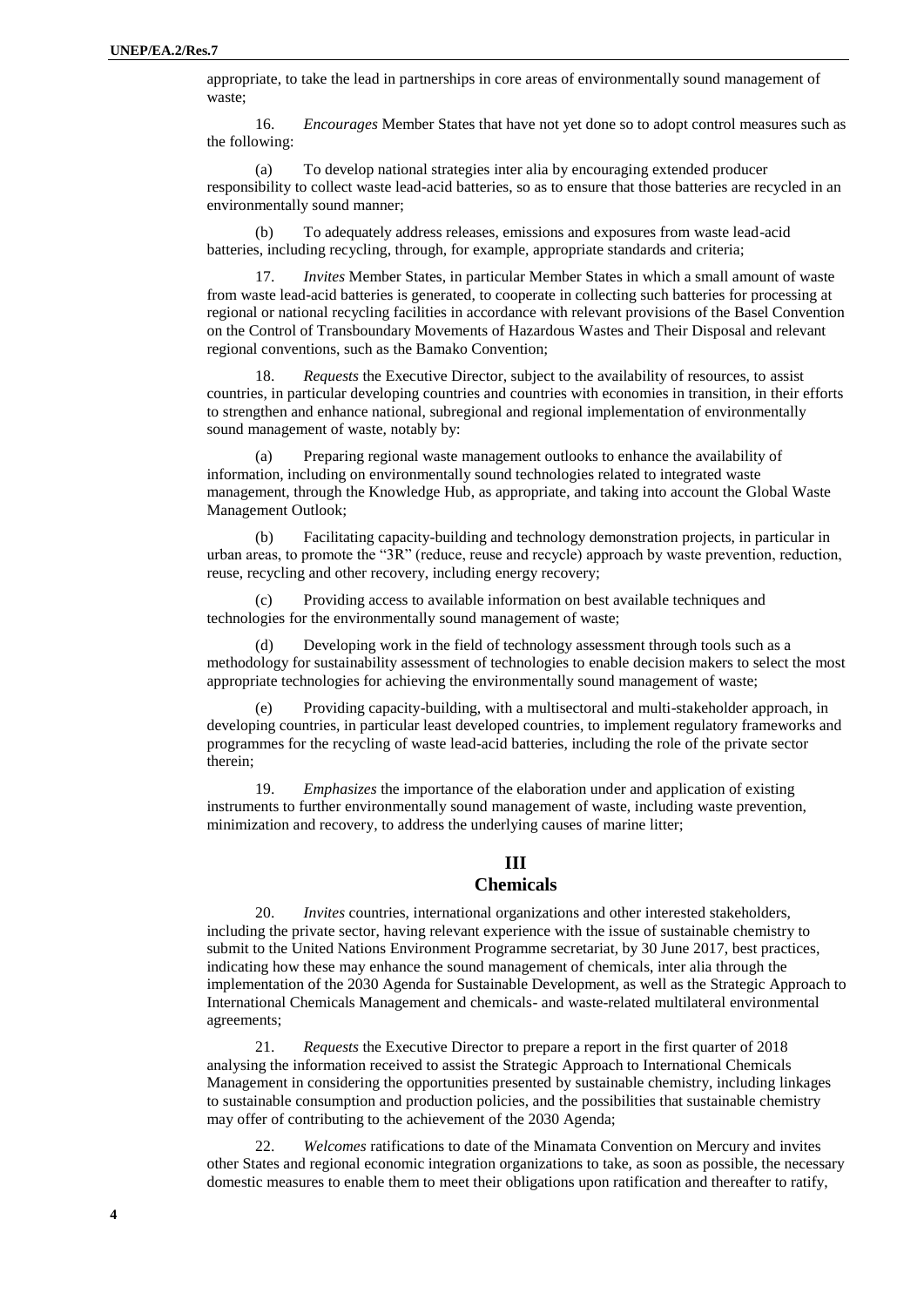appropriate, to take the lead in partnerships in core areas of environmentally sound management of waste;

16. *Encourages* Member States that have not yet done so to adopt control measures such as the following:

(a) To develop national strategies inter alia by encouraging extended producer responsibility to collect waste lead-acid batteries, so as to ensure that those batteries are recycled in an environmentally sound manner;

(b) To adequately address releases, emissions and exposures from waste lead-acid batteries, including recycling, through, for example, appropriate standards and criteria;

17. *Invites* Member States, in particular Member States in which a small amount of waste from waste lead-acid batteries is generated, to cooperate in collecting such batteries for processing at regional or national recycling facilities in accordance with relevant provisions of the Basel Convention on the Control of Transboundary Movements of Hazardous Wastes and Their Disposal and relevant regional conventions, such as the Bamako Convention;

18. *Requests* the Executive Director, subject to the availability of resources, to assist countries, in particular developing countries and countries with economies in transition, in their efforts to strengthen and enhance national, subregional and regional implementation of environmentally sound management of waste, notably by:

(a) Preparing regional waste management outlooks to enhance the availability of information, including on environmentally sound technologies related to integrated waste management, through the Knowledge Hub, as appropriate, and taking into account the Global Waste Management Outlook;

(b) Facilitating capacity-building and technology demonstration projects, in particular in urban areas, to promote the "3R" (reduce, reuse and recycle) approach by waste prevention, reduction, reuse, recycling and other recovery, including energy recovery;

(c) Providing access to available information on best available techniques and technologies for the environmentally sound management of waste;

(d) Developing work in the field of technology assessment through tools such as a methodology for sustainability assessment of technologies to enable decision makers to select the most appropriate technologies for achieving the environmentally sound management of waste;

(e) Providing capacity-building, with a multisectoral and multi-stakeholder approach, in developing countries, in particular least developed countries, to implement regulatory frameworks and programmes for the recycling of waste lead-acid batteries, including the role of the private sector therein;

19. *Emphasizes* the importance of the elaboration under and application of existing instruments to further environmentally sound management of waste, including waste prevention, minimization and recovery, to address the underlying causes of marine litter;

## III
## Chemicals

20. *Invites* countries, international organizations and other interested stakeholders, including the private sector, having relevant experience with the issue of sustainable chemistry to submit to the United Nations Environment Programme secretariat, by 30 June 2017, best practices, indicating how these may enhance the sound management of chemicals, inter alia through the implementation of the 2030 Agenda for Sustainable Development, as well as the Strategic Approach to International Chemicals Management and chemicals- and waste-related multilateral environmental agreements;

21. *Requests* the Executive Director to prepare a report in the first quarter of 2018 analysing the information received to assist the Strategic Approach to International Chemicals Management in considering the opportunities presented by sustainable chemistry, including linkages to sustainable consumption and production policies, and the possibilities that sustainable chemistry may offer of contributing to the achievement of the 2030 Agenda;

22. *Welcomes* ratifications to date of the Minamata Convention on Mercury and invites other States and regional economic integration organizations to take, as soon as possible, the necessary domestic measures to enable them to meet their obligations upon ratification and thereafter to ratify,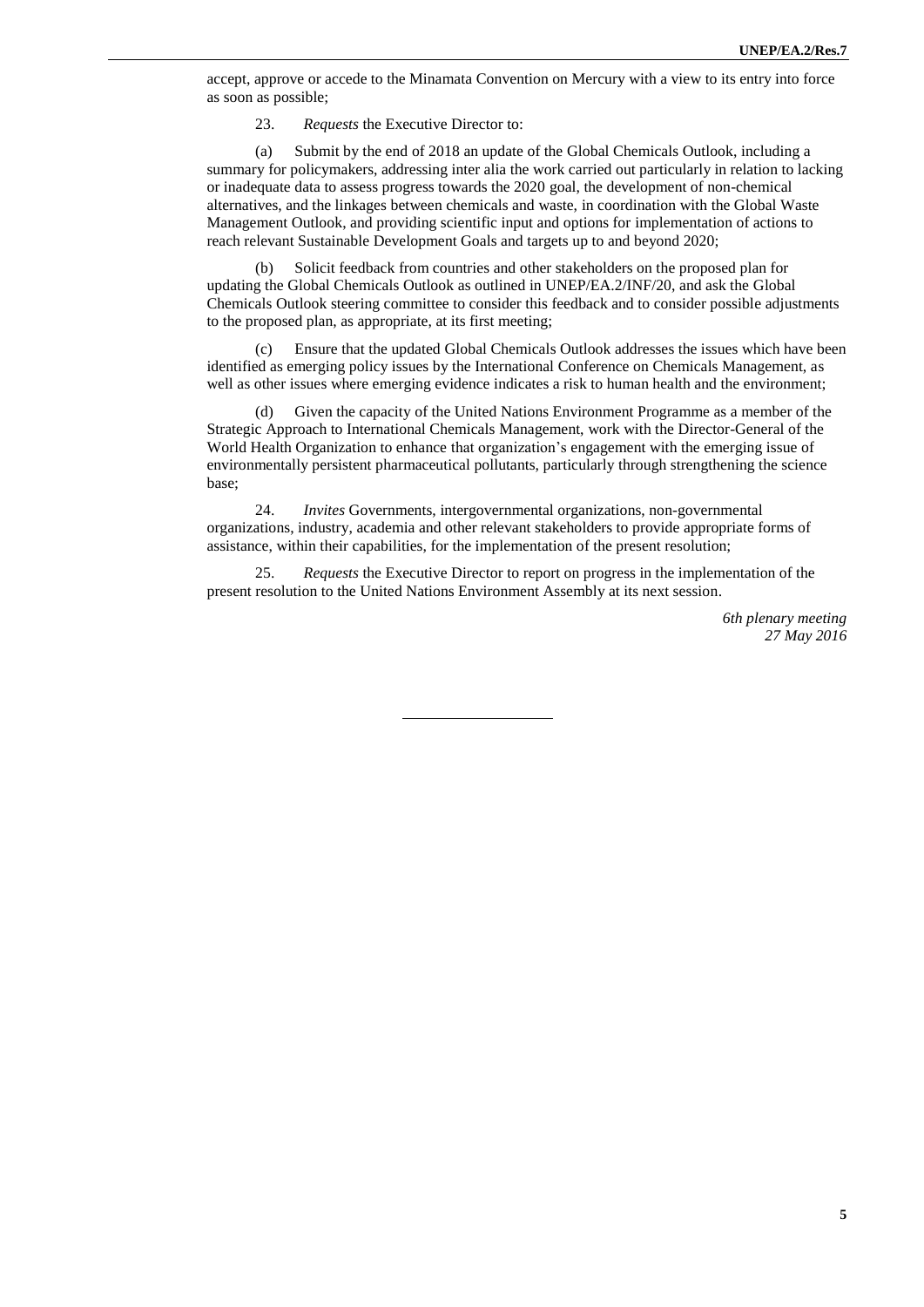accept, approve or accede to the Minamata Convention on Mercury with a view to its entry into force as soon as possible;

23. *Requests* the Executive Director to:

(a) Submit by the end of 2018 an update of the Global Chemicals Outlook, including a summary for policymakers, addressing inter alia the work carried out particularly in relation to lacking or inadequate data to assess progress towards the 2020 goal, the development of non-chemical alternatives, and the linkages between chemicals and waste, in coordination with the Global Waste Management Outlook, and providing scientific input and options for implementation of actions to reach relevant Sustainable Development Goals and targets up to and beyond 2020;

(b) Solicit feedback from countries and other stakeholders on the proposed plan for updating the Global Chemicals Outlook as outlined in UNEP/EA.2/INF/20, and ask the Global Chemicals Outlook steering committee to consider this feedback and to consider possible adjustments to the proposed plan, as appropriate, at its first meeting;

(c) Ensure that the updated Global Chemicals Outlook addresses the issues which have been identified as emerging policy issues by the International Conference on Chemicals Management, as well as other issues where emerging evidence indicates a risk to human health and the environment;

(d) Given the capacity of the United Nations Environment Programme as a member of the Strategic Approach to International Chemicals Management, work with the Director-General of the World Health Organization to enhance that organization's engagement with the emerging issue of environmentally persistent pharmaceutical pollutants, particularly through strengthening the science base;

24. *Invites* Governments, intergovernmental organizations, non-governmental organizations, industry, academia and other relevant stakeholders to provide appropriate forms of assistance, within their capabilities, for the implementation of the present resolution;

25. *Requests* the Executive Director to report on progress in the implementation of the present resolution to the United Nations Environment Assembly at its next session.

*6th plenary meeting*
*27 May 2016*